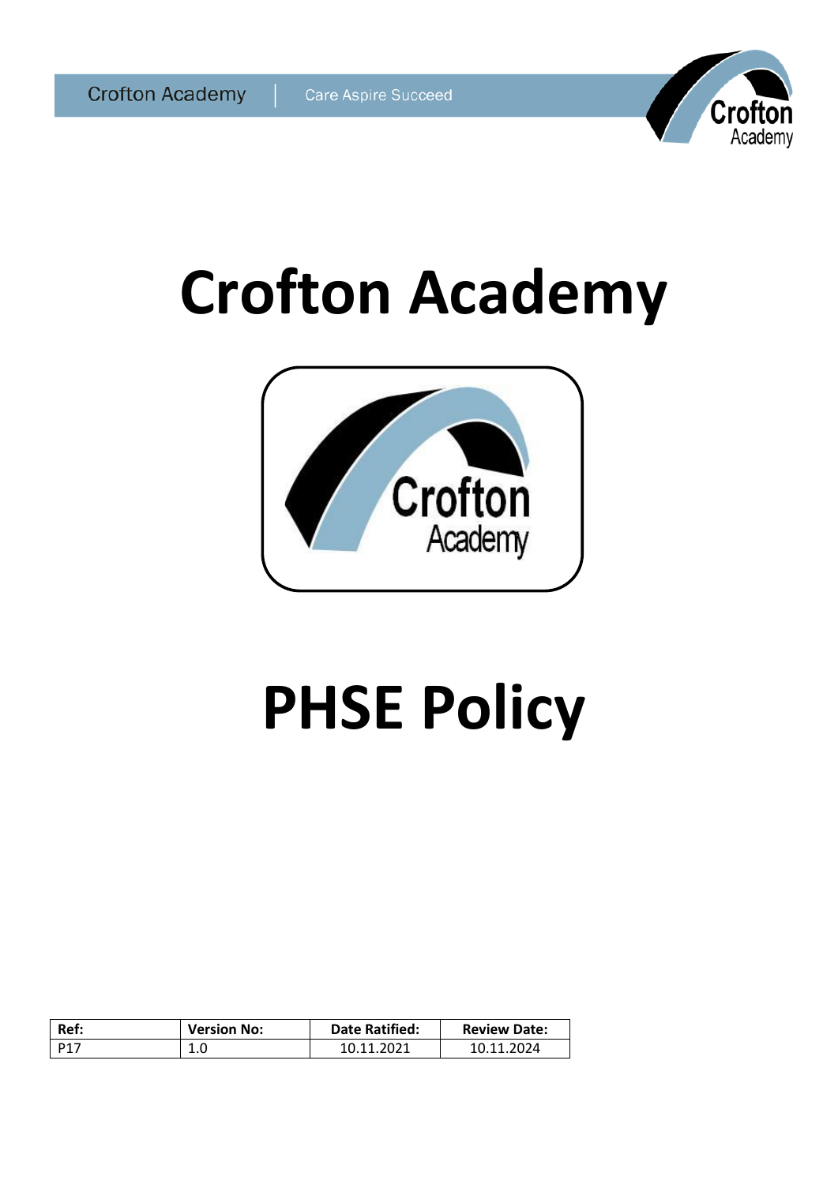# Crofton Academy

# PHSE Policy

| Ref: | Version No: | Date Ratified: | Review Date: |
|---|---|---|---|
| P17 | 1.0 | 10.11.2021 | 10.11.2024 |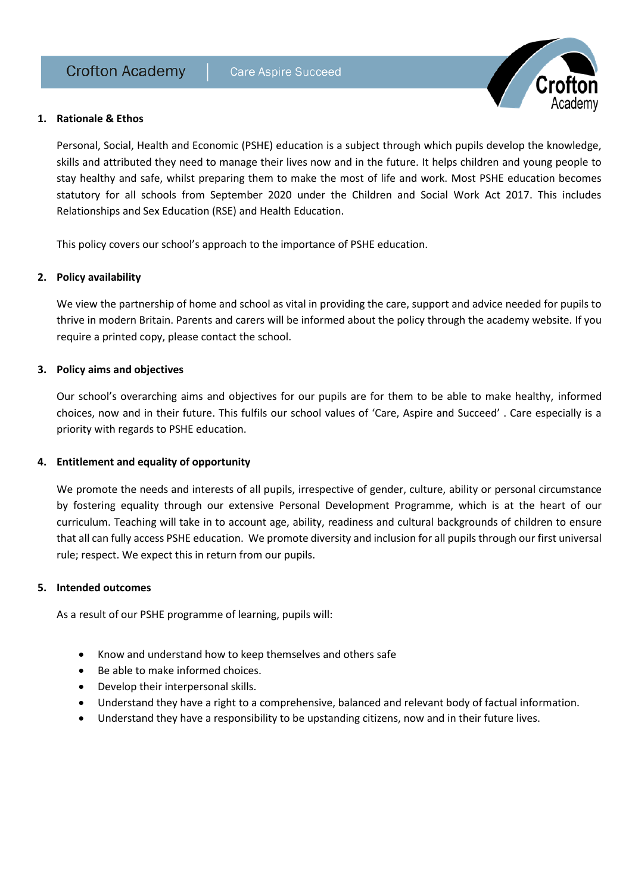## 1. Rationale & Ethos

Personal, Social, Health and Economic (PSHE) education is a subject through which pupils develop the knowledge, skills and attributed they need to manage their lives now and in the future. It helps children and young people to stay healthy and safe, whilst preparing them to make the most of life and work. Most PSHE education becomes statutory for all schools from September 2020 under the Children and Social Work Act 2017. This includes Relationships and Sex Education (RSE) and Health Education.

This policy covers our school's approach to the importance of PSHE education.

## 2. Policy availability

We view the partnership of home and school as vital in providing the care, support and advice needed for pupils to thrive in modern Britain. Parents and carers will be informed about the policy through the academy website. If you require a printed copy, please contact the school.

## 3. Policy aims and objectives

Our school's overarching aims and objectives for our pupils are for them to be able to make healthy, informed choices, now and in their future. This fulfils our school values of 'Care, Aspire and Succeed' . Care especially is a priority with regards to PSHE education.

## 4. Entitlement and equality of opportunity

We promote the needs and interests of all pupils, irrespective of gender, culture, ability or personal circumstance by fostering equality through our extensive Personal Development Programme, which is at the heart of our curriculum. Teaching will take in to account age, ability, readiness and cultural backgrounds of children to ensure that all can fully access PSHE education. We promote diversity and inclusion for all pupils through our first universal rule; respect. We expect this in return from our pupils.

## 5. Intended outcomes

As a result of our PSHE programme of learning, pupils will:

- Know and understand how to keep themselves and others safe
- Be able to make informed choices.
- Develop their interpersonal skills.
- Understand they have a right to a comprehensive, balanced and relevant body of factual information.
- Understand they have a responsibility to be upstanding citizens, now and in their future lives.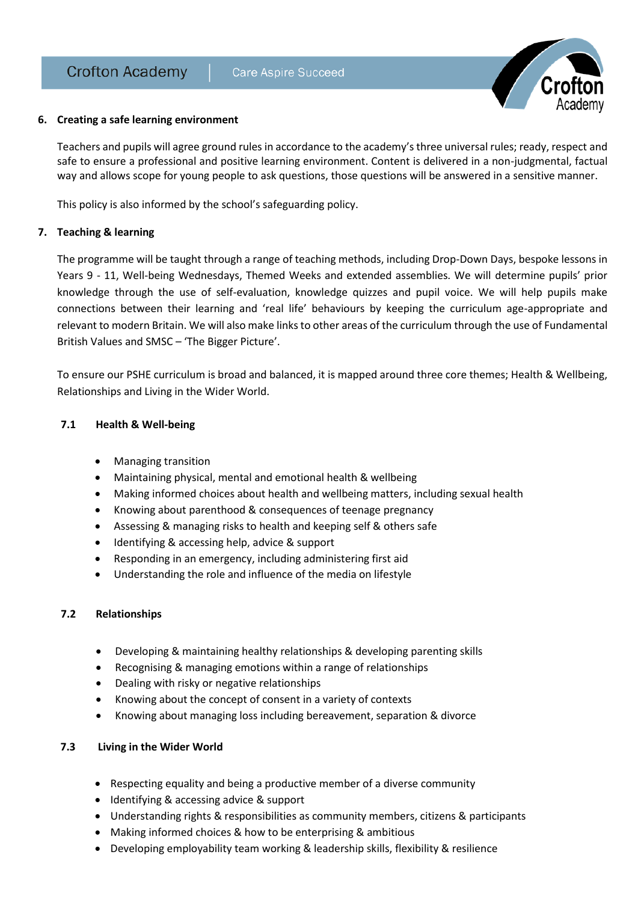## 6. Creating a safe learning environment

Teachers and pupils will agree ground rules in accordance to the academy's three universal rules; ready, respect and safe to ensure a professional and positive learning environment. Content is delivered in a non-judgmental, factual way and allows scope for young people to ask questions, those questions will be answered in a sensitive manner.

This policy is also informed by the school's safeguarding policy.

## 7. Teaching & learning

The programme will be taught through a range of teaching methods, including Drop-Down Days, bespoke lessons in Years 9 - 11, Well-being Wednesdays, Themed Weeks and extended assemblies. We will determine pupils' prior knowledge through the use of self-evaluation, knowledge quizzes and pupil voice. We will help pupils make connections between their learning and 'real life' behaviours by keeping the curriculum age-appropriate and relevant to modern Britain. We will also make links to other areas of the curriculum through the use of Fundamental British Values and SMSC – 'The Bigger Picture'.

To ensure our PSHE curriculum is broad and balanced, it is mapped around three core themes; Health & Wellbeing, Relationships and Living in the Wider World.

### 7.1 Health & Well-being

- Managing transition
- Maintaining physical, mental and emotional health & wellbeing
- Making informed choices about health and wellbeing matters, including sexual health
- Knowing about parenthood & consequences of teenage pregnancy
- Assessing & managing risks to health and keeping self & others safe
- Identifying & accessing help, advice & support
- Responding in an emergency, including administering first aid
- Understanding the role and influence of the media on lifestyle

### 7.2 Relationships

- Developing & maintaining healthy relationships & developing parenting skills
- Recognising & managing emotions within a range of relationships
- Dealing with risky or negative relationships
- Knowing about the concept of consent in a variety of contexts
- Knowing about managing loss including bereavement, separation & divorce

### 7.3 Living in the Wider World

- Respecting equality and being a productive member of a diverse community
- Identifying & accessing advice & support
- Understanding rights & responsibilities as community members, citizens & participants
- Making informed choices & how to be enterprising & ambitious
- Developing employability team working & leadership skills, flexibility & resilience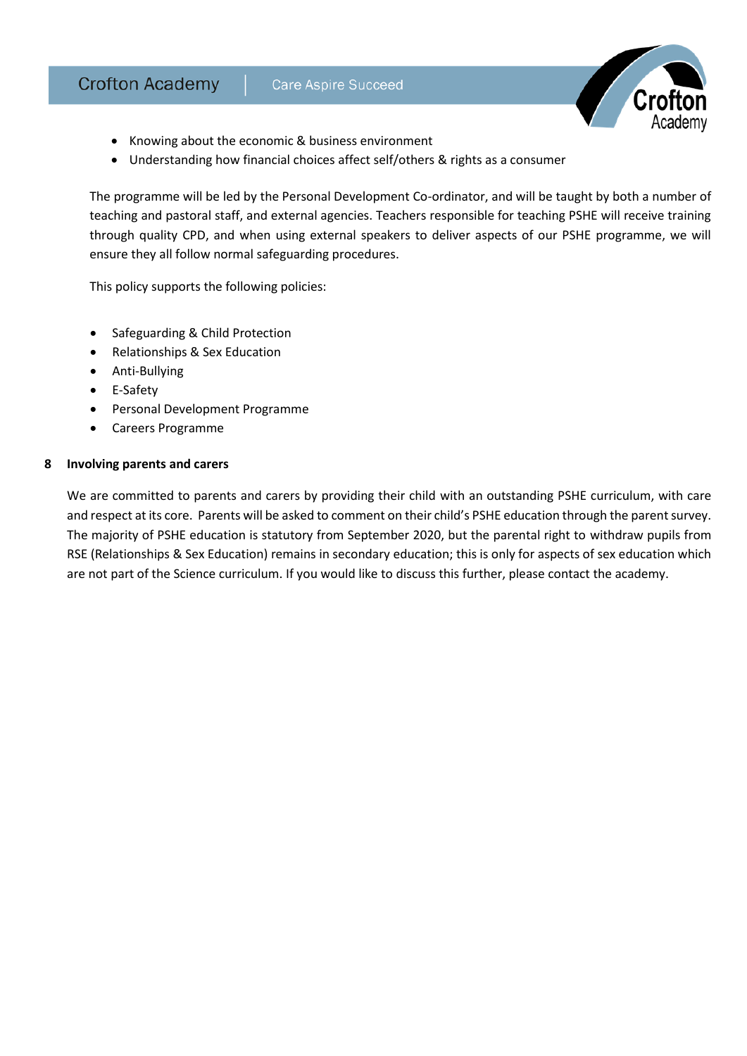- Knowing about the economic & business environment
- Understanding how financial choices affect self/others & rights as a consumer

The programme will be led by the Personal Development Co-ordinator, and will be taught by both a number of teaching and pastoral staff, and external agencies. Teachers responsible for teaching PSHE will receive training through quality CPD, and when using external speakers to deliver aspects of our PSHE programme, we will ensure they all follow normal safeguarding procedures.

This policy supports the following policies:

- Safeguarding & Child Protection
- Relationships & Sex Education
- Anti-Bullying
- E-Safety
- Personal Development Programme
- Careers Programme

## 8 Involving parents and carers

We are committed to parents and carers by providing their child with an outstanding PSHE curriculum, with care and respect at its core. Parents will be asked to comment on their child's PSHE education through the parent survey. The majority of PSHE education is statutory from September 2020, but the parental right to withdraw pupils from RSE (Relationships & Sex Education) remains in secondary education; this is only for aspects of sex education which are not part of the Science curriculum. If you would like to discuss this further, please contact the academy.